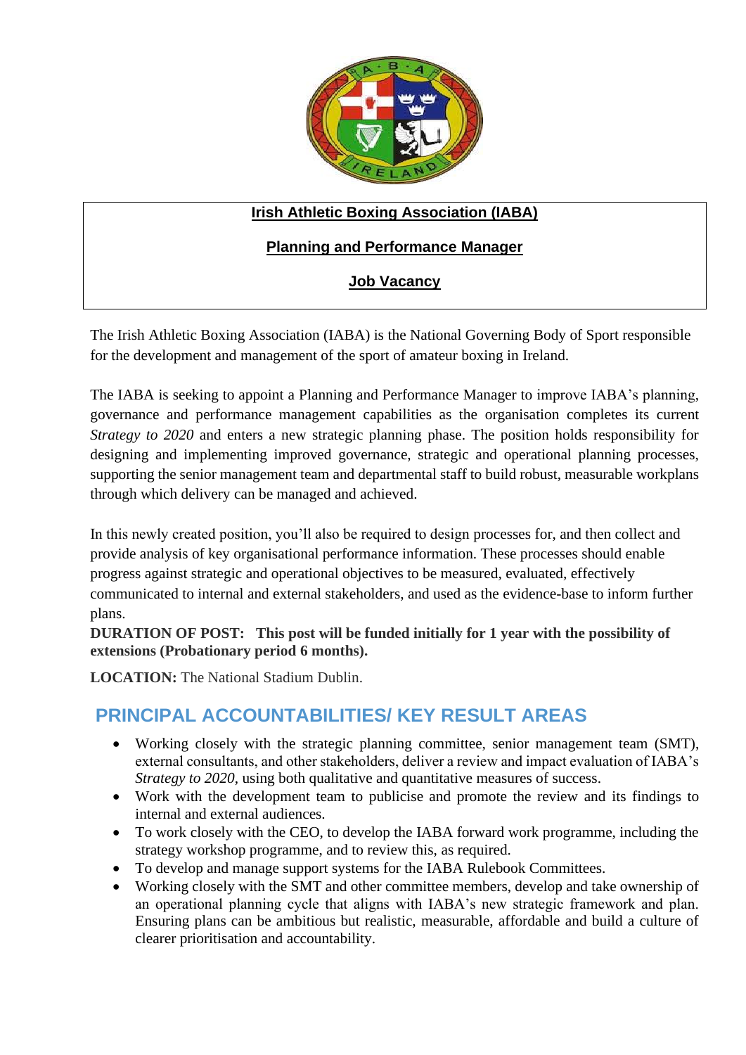**Irish Athletic Boxing Association (IABA)**

**Planning and Performance Manager**

**Job Vacancy**

The Irish Athletic Boxing Association (IABA) is the National Governing Body of Sport responsible for the development and management of the sport of amateur boxing in Ireland.

The IABA is seeking to appoint a Planning and Performance Manager to improve IABA's planning, governance and performance management capabilities as the organisation completes its current *Strategy to 2020* and enters a new strategic planning phase. The position holds responsibility for designing and implementing improved governance, strategic and operational planning processes, supporting the senior management team and departmental staff to build robust, measurable workplans through which delivery can be managed and achieved.

In this newly created position, you'll also be required to design processes for, and then collect and provide analysis of key organisational performance information. These processes should enable progress against strategic and operational objectives to be measured, evaluated, effectively communicated to internal and external stakeholders, and used as the evidence-base to inform further plans.

**DURATION OF POST: This post will be funded initially for 1 year with the possibility of extensions (Probationary period 6 months).**

**LOCATION:** The National Stadium Dublin.

## PRINCIPAL ACCOUNTABILITIES/ KEY RESULT AREAS

- Working closely with the strategic planning committee, senior management team (SMT), external consultants, and other stakeholders, deliver a review and impact evaluation of IABA's *Strategy to 2020*, using both qualitative and quantitative measures of success.
- Work with the development team to publicise and promote the review and its findings to internal and external audiences.
- To work closely with the CEO, to develop the IABA forward work programme, including the strategy workshop programme, and to review this, as required.
- To develop and manage support systems for the IABA Rulebook Committees.
- Working closely with the SMT and other committee members, develop and take ownership of an operational planning cycle that aligns with IABA's new strategic framework and plan. Ensuring plans can be ambitious but realistic, measurable, affordable and build a culture of clearer prioritisation and accountability.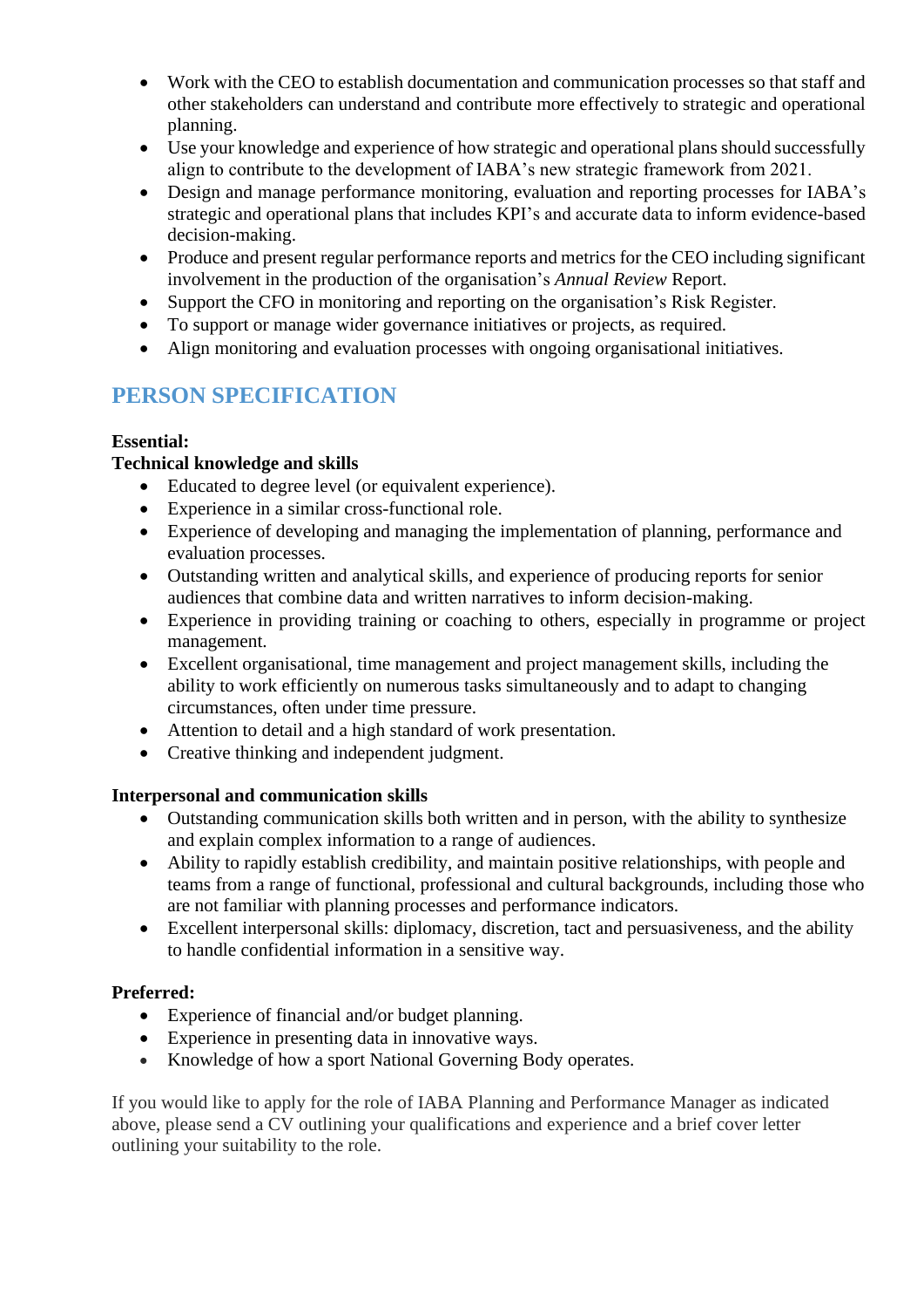- Work with the CEO to establish documentation and communication processes so that staff and other stakeholders can understand and contribute more effectively to strategic and operational planning.
- Use your knowledge and experience of how strategic and operational plans should successfully align to contribute to the development of IABA's new strategic framework from 2021.
- Design and manage performance monitoring, evaluation and reporting processes for IABA's strategic and operational plans that includes KPI's and accurate data to inform evidence-based decision-making.
- Produce and present regular performance reports and metrics for the CEO including significant involvement in the production of the organisation's *Annual Review* Report.
- Support the CFO in monitoring and reporting on the organisation's Risk Register.
- To support or manage wider governance initiatives or projects, as required.
- Align monitoring and evaluation processes with ongoing organisational initiatives.

## PERSON SPECIFICATION

**Essential:**

**Technical knowledge and skills**

- Educated to degree level (or equivalent experience).
- Experience in a similar cross-functional role.
- Experience of developing and managing the implementation of planning, performance and evaluation processes.
- Outstanding written and analytical skills, and experience of producing reports for senior audiences that combine data and written narratives to inform decision-making.
- Experience in providing training or coaching to others, especially in programme or project management.
- Excellent organisational, time management and project management skills, including the ability to work efficiently on numerous tasks simultaneously and to adapt to changing circumstances, often under time pressure.
- Attention to detail and a high standard of work presentation.
- Creative thinking and independent judgment.

**Interpersonal and communication skills**

- Outstanding communication skills both written and in person, with the ability to synthesize and explain complex information to a range of audiences.
- Ability to rapidly establish credibility, and maintain positive relationships, with people and teams from a range of functional, professional and cultural backgrounds, including those who are not familiar with planning processes and performance indicators.
- Excellent interpersonal skills: diplomacy, discretion, tact and persuasiveness, and the ability to handle confidential information in a sensitive way.

**Preferred:**

- Experience of financial and/or budget planning.
- Experience in presenting data in innovative ways.
- Knowledge of how a sport National Governing Body operates.

If you would like to apply for the role of IABA Planning and Performance Manager as indicated above, please send a CV outlining your qualifications and experience and a brief cover letter outlining your suitability to the role.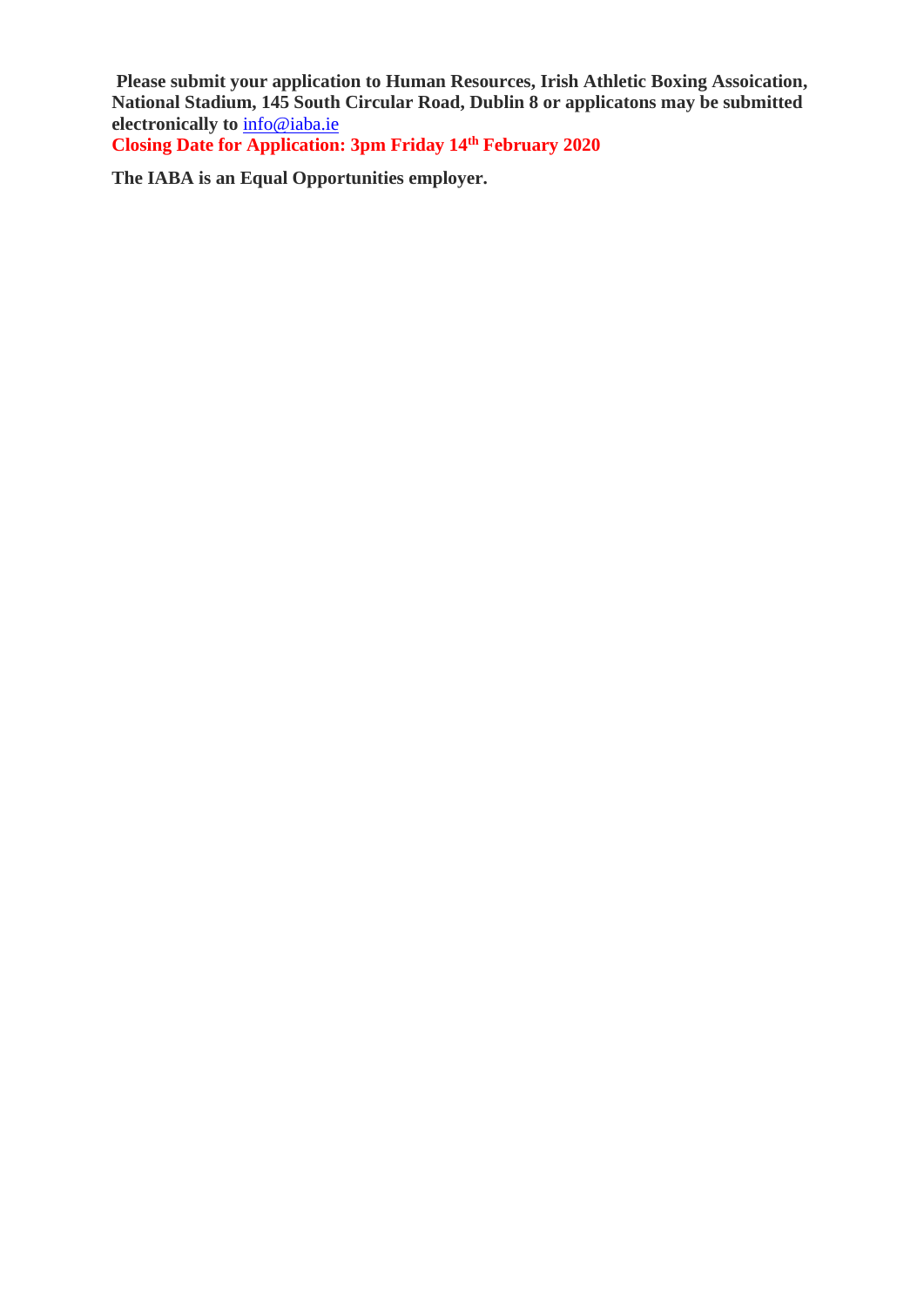**Please submit your application to Human Resources, Irish Athletic Boxing Assoication, National Stadium, 145 South Circular Road, Dublin 8 or applicatons may be submitted electronically to** info@iaba.ie

**Closing Date for Application: 3pm Friday 14th February 2020**

**The IABA is an Equal Opportunities employer.**